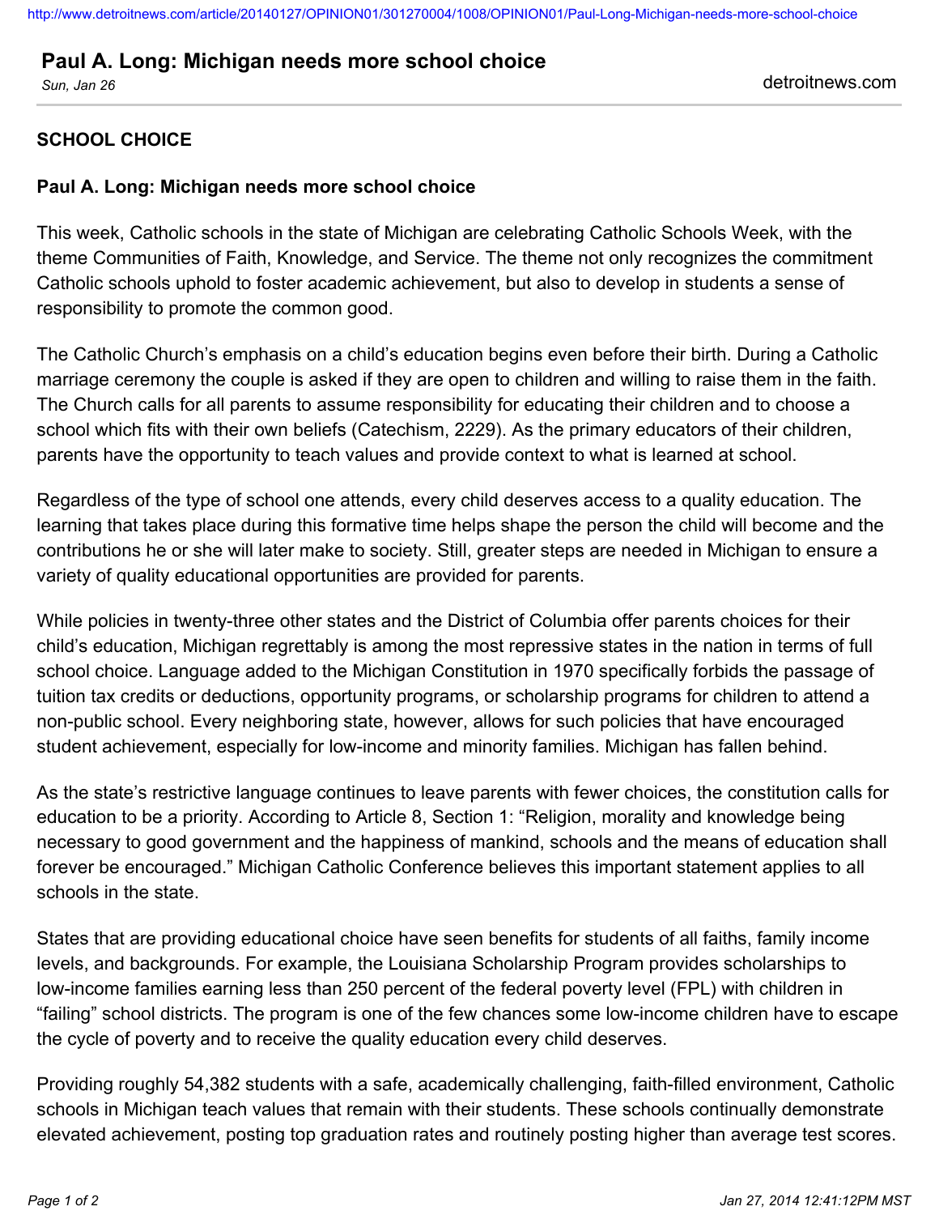# Paul A. Long: Michigan needs more school choice

*Sun, Jan 26*

detroitnews.com

## SCHOOL CHOICE

### Paul A. Long: Michigan needs more school choice

This week, Catholic schools in the state of Michigan are celebrating Catholic Schools Week, with the theme Communities of Faith, Knowledge, and Service. The theme not only recognizes the commitment Catholic schools uphold to foster academic achievement, but also to develop in students a sense of responsibility to promote the common good.

The Catholic Church's emphasis on a child's education begins even before their birth. During a Catholic marriage ceremony the couple is asked if they are open to children and willing to raise them in the faith. The Church calls for all parents to assume responsibility for educating their children and to choose a school which fits with their own beliefs (Catechism, 2229). As the primary educators of their children, parents have the opportunity to teach values and provide context to what is learned at school.

Regardless of the type of school one attends, every child deserves access to a quality education. The learning that takes place during this formative time helps shape the person the child will become and the contributions he or she will later make to society. Still, greater steps are needed in Michigan to ensure a variety of quality educational opportunities are provided for parents.

While policies in twenty-three other states and the District of Columbia offer parents choices for their child's education, Michigan regrettably is among the most repressive states in the nation in terms of full school choice. Language added to the Michigan Constitution in 1970 specifically forbids the passage of tuition tax credits or deductions, opportunity programs, or scholarship programs for children to attend a non-public school. Every neighboring state, however, allows for such policies that have encouraged student achievement, especially for low-income and minority families. Michigan has fallen behind.

As the state's restrictive language continues to leave parents with fewer choices, the constitution calls for education to be a priority. According to Article 8, Section 1: "Religion, morality and knowledge being necessary to good government and the happiness of mankind, schools and the means of education shall forever be encouraged." Michigan Catholic Conference believes this important statement applies to all schools in the state.

States that are providing educational choice have seen benefits for students of all faiths, family income levels, and backgrounds. For example, the Louisiana Scholarship Program provides scholarships to low-income families earning less than 250 percent of the federal poverty level (FPL) with children in "failing" school districts. The program is one of the few chances some low-income children have to escape the cycle of poverty and to receive the quality education every child deserves.

Providing roughly 54,382 students with a safe, academically challenging, faith-filled environment, Catholic schools in Michigan teach values that remain with their students. These schools continually demonstrate elevated achievement, posting top graduation rates and routinely posting higher than average test scores.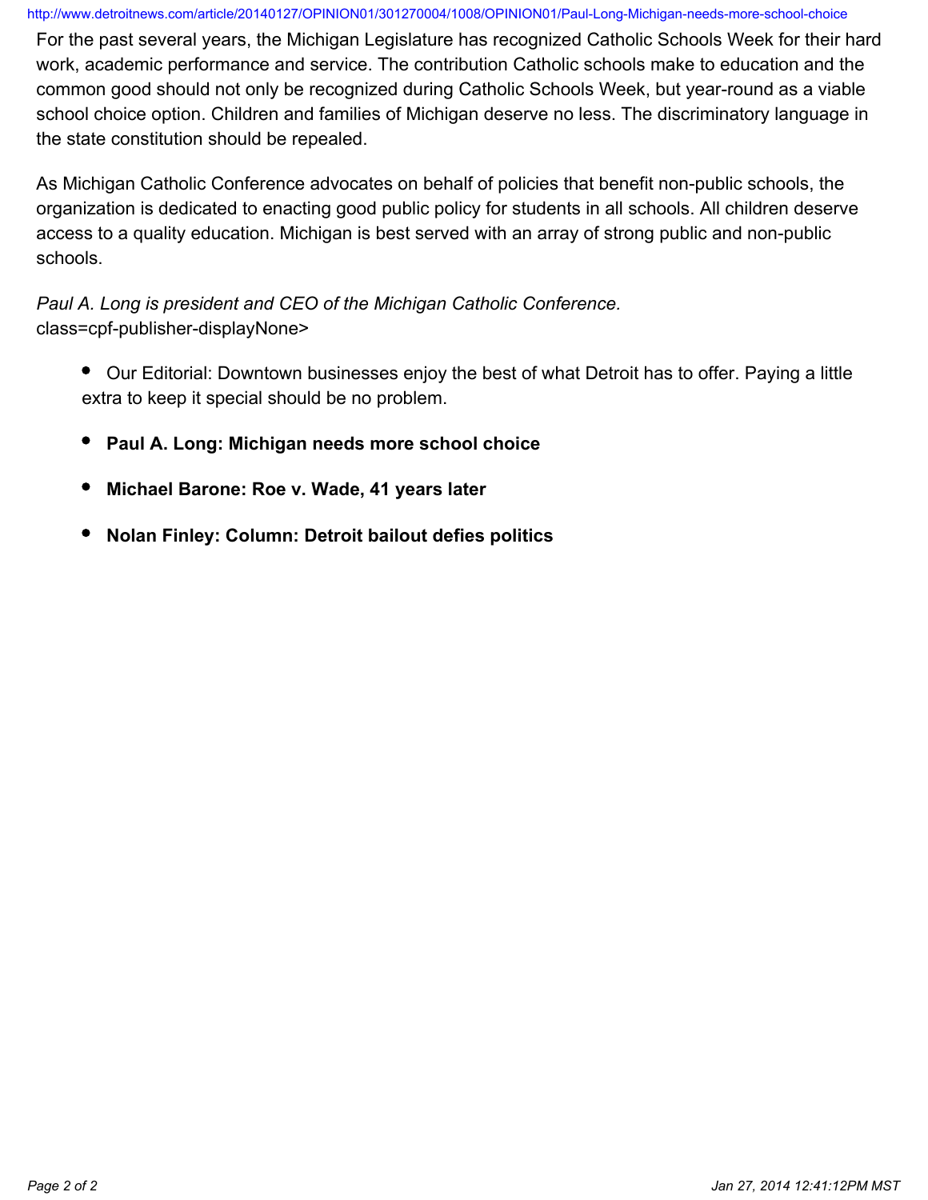For the past several years, the Michigan Legislature has recognized Catholic Schools Week for their hard work, academic performance and service. The contribution Catholic schools make to education and the common good should not only be recognized during Catholic Schools Week, but year-round as a viable school choice option. Children and families of Michigan deserve no less. The discriminatory language in the state constitution should be repealed.

As Michigan Catholic Conference advocates on behalf of policies that benefit non-public schools, the organization is dedicated to enacting good public policy for students in all schools. All children deserve access to a quality education. Michigan is best served with an array of strong public and non-public schools.

*Paul A. Long is president and CEO of the Michigan Catholic Conference.*
class=cpf-publisher-displayNone>

- Our Editorial: Downtown businesses enjoy the best of what Detroit has to offer. Paying a little extra to keep it special should be no problem.
- **Paul A. Long: Michigan needs more school choice**
- **Michael Barone: Roe v. Wade, 41 years later**
- **Nolan Finley: Column: Detroit bailout defies politics**